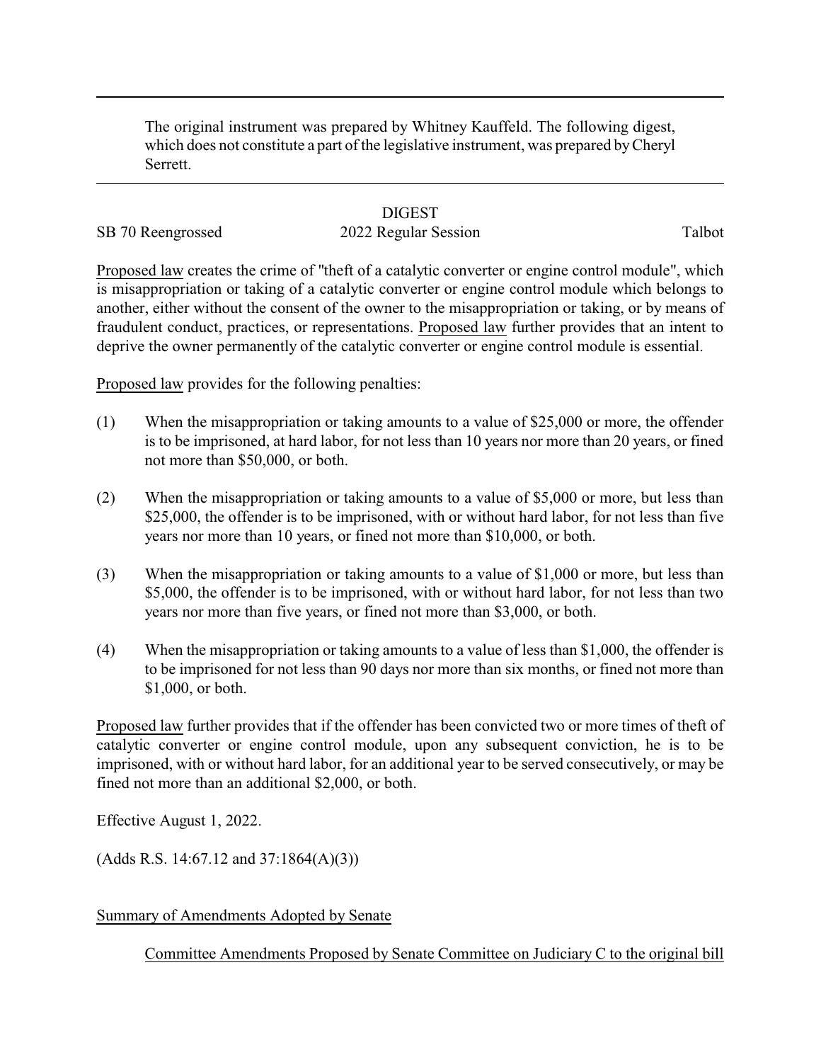The original instrument was prepared by Whitney Kauffeld. The following digest, which does not constitute a part of the legislative instrument, was prepared by Cheryl Serrett.

DIGEST

SB 70 Reengrossed 2022 Regular Session Talbot

Proposed law creates the crime of "theft of a catalytic converter or engine control module", which is misappropriation or taking of a catalytic converter or engine control module which belongs to another, either without the consent of the owner to the misappropriation or taking, or by means of fraudulent conduct, practices, or representations. Proposed law further provides that an intent to deprive the owner permanently of the catalytic converter or engine control module is essential.

Proposed law provides for the following penalties:

(1) When the misappropriation or taking amounts to a value of $25,000 or more, the offender is to be imprisoned, at hard labor, for not less than 10 years nor more than 20 years, or fined not more than $50,000, or both.

(2) When the misappropriation or taking amounts to a value of $5,000 or more, but less than $25,000, the offender is to be imprisoned, with or without hard labor, for not less than five years nor more than 10 years, or fined not more than $10,000, or both.

(3) When the misappropriation or taking amounts to a value of $1,000 or more, but less than $5,000, the offender is to be imprisoned, with or without hard labor, for not less than two years nor more than five years, or fined not more than $3,000, or both.

(4) When the misappropriation or taking amounts to a value of less than $1,000, the offender is to be imprisoned for not less than 90 days nor more than six months, or fined not more than $1,000, or both.

Proposed law further provides that if the offender has been convicted two or more times of theft of catalytic converter or engine control module, upon any subsequent conviction, he is to be imprisoned, with or without hard labor, for an additional year to be served consecutively, or may be fined not more than an additional $2,000, or both.

Effective August 1, 2022.

(Adds R.S. 14:67.12 and 37:1864(A)(3))

Summary of Amendments Adopted by Senate

Committee Amendments Proposed by Senate Committee on Judiciary C to the original bill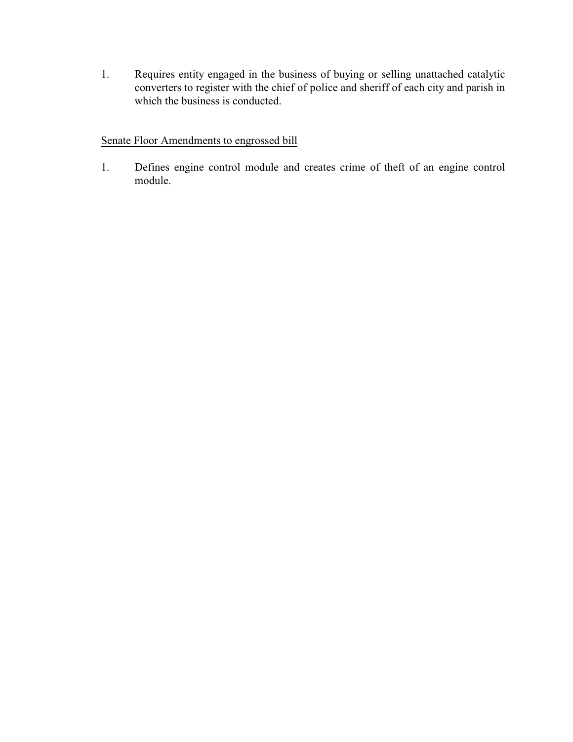1. Requires entity engaged in the business of buying or selling unattached catalytic converters to register with the chief of police and sheriff of each city and parish in which the business is conducted.

<u>Senate Floor Amendments to engrossed bill</u>

1. Defines engine control module and creates crime of theft of an engine control module.